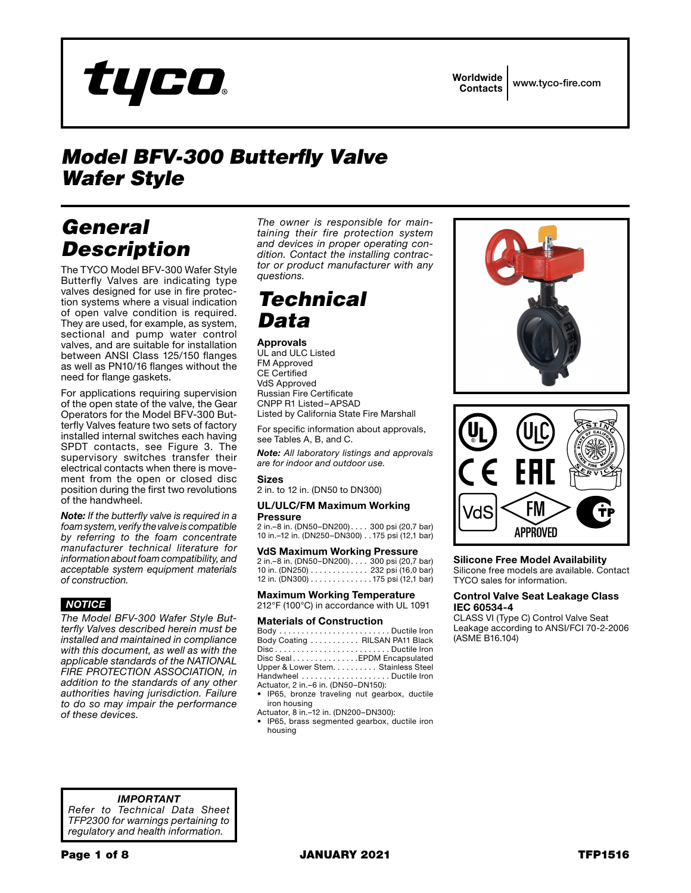# Model BFV-300 Butterfly Valve Wafer Style

## General Description

The TYCO Model BFV-300 Wafer Style Butterfly Valves are indicating type valves designed for use in fire protection systems where a visual indication of open valve condition is required. They are used, for example, as system, sectional and pump water control valves, and are suitable for installation between ANSI Class 125/150 flanges as well as PN10/16 flanges without the need for flange gaskets.

For applications requiring supervision of the open state of the valve, the Gear Operators for the Model BFV-300 Butterfly Valves feature two sets of factory installed internal switches each having SPDT contacts, see Figure 3. The supervisory switches transfer their electrical contacts when there is movement from the open or closed disc position during the first two revolutions of the handwheel.

***Note:** If the butterfly valve is required in a foam system, verify the valve is compatible by referring to the foam concentrate manufacturer technical literature for information about foam compatibility, and acceptable system equipment materials of construction.*

***NOTICE***

*The Model BFV-300 Wafer Style Butterfly Valves described herein must be installed and maintained in compliance with this document, as well as with the applicable standards of the NATIONAL FIRE PROTECTION ASSOCIATION, in addition to the standards of any other authorities having jurisdiction. Failure to do so may impair the performance of these devices.*

*The owner is responsible for maintaining their fire protection system and devices in proper operating condition. Contact the installing contractor or product manufacturer with any questions.*

## Technical Data

### Approvals

UL and ULC Listed
FM Approved
CE Certified
VdS Approved
Russian Fire Certificate
CNPP R1 Listed – APSAD
Listed by California State Fire Marshall

For specific information about approvals, see Tables A, B, and C.

***Note:** All laboratory listings and approvals are for indoor and outdoor use.*

### Sizes

2 in. to 12 in. (DN50 to DN300)

### UL/ULC/FM Maximum Working Pressure

2 in.–8 in. (DN50–DN200) . . . . 300 psi (20,7 bar)
10 in.–12 in. (DN250–DN300) . . 175 psi (12,1 bar)

### VdS Maximum Working Pressure

2 in.–8 in. (DN50–DN200) . . . . 300 psi (20,7 bar)
10 in. (DN250) . . . . . . . . . . . . . 232 psi (16,0 bar)
12 in. (DN300) . . . . . . . . . . . . . . 175 psi (12,1 bar)

### Maximum Working Temperature

212°F (100°C) in accordance with UL 1091

### Materials of Construction

Body . . . . . . . . . . . . . . . . . . . . . . . . . Ductile Iron
Body Coating . . . . . . . . . . . RILSAN PA11 Black
Disc . . . . . . . . . . . . . . . . . . . . . . . . . . Ductile Iron
Disc Seal . . . . . . . . . . . . . . .EPDM Encapsulated
Upper & Lower Stem. . . . . . . . . . Stainless Steel
Handwheel . . . . . . . . . . . . . . . . . . . . Ductile Iron
Actuator, 2 in.–6 in. (DN50–DN150):

- IP65, bronze traveling nut gearbox, ductile iron housing

Actuator, 8 in.–12 in. (DN200–DN300):

- IP65, brass segmented gearbox, ductile iron housing

### Silicone Free Model Availability

Silicone free models are available. Contact TYCO sales for information.

### Control Valve Seat Leakage Class IEC 60534-4

CLASS VI (Type C) Control Valve Seat Leakage according to ANSI/FCI 70-2-2006 (ASME B16.104)

***IMPORTANT***

*Refer to Technical Data Sheet TFP2300 for warnings pertaining to regulatory and health information.*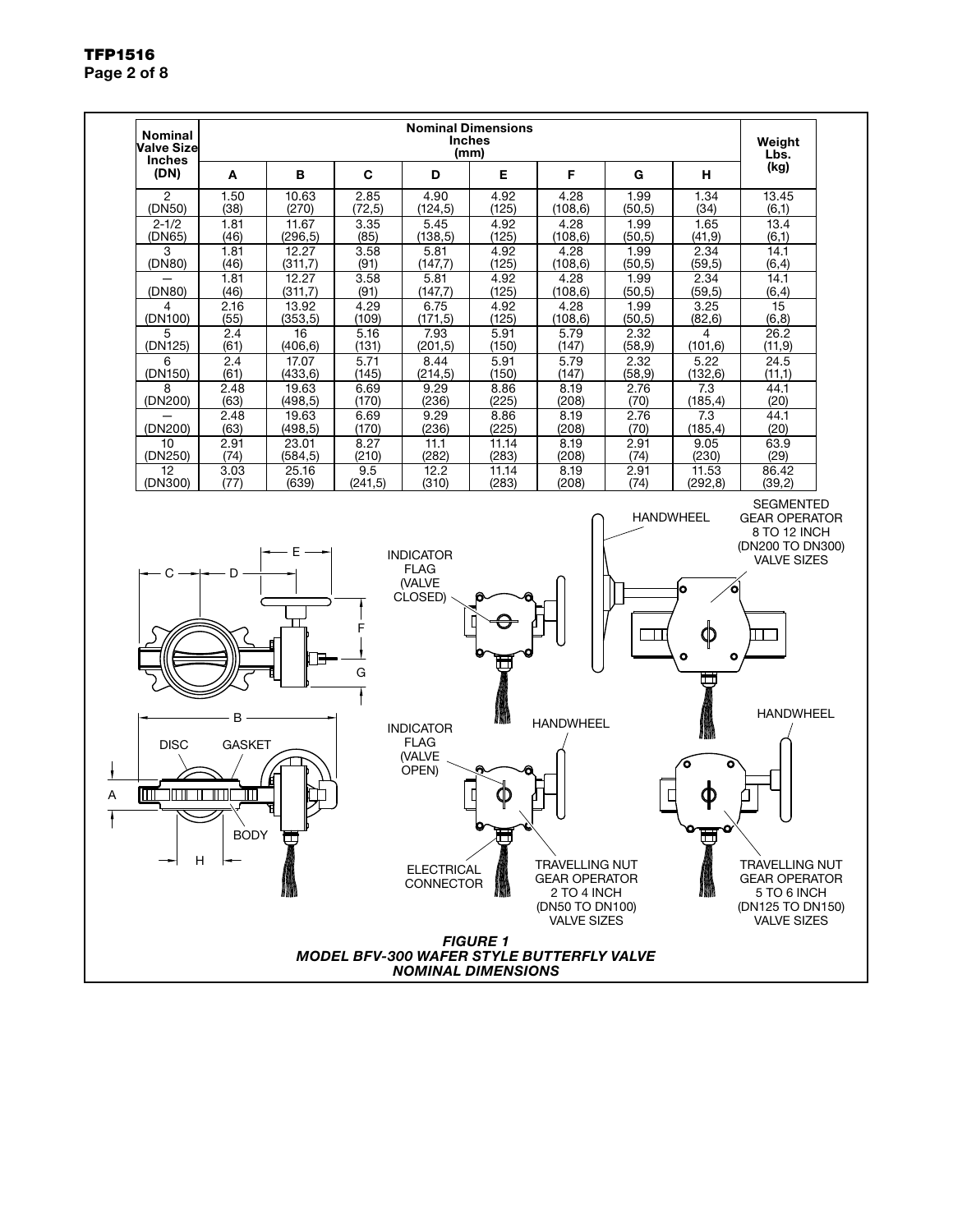| Nominal Valve Size Inches (DN) | Nominal Dimensions Inches (mm) | | | | | | | | Weight Lbs. (kg) |
|---|---|---|---|---|---|---|---|---|---|
| | A | B | C | D | E | F | G | H | |
| 2 (DN50) | 1.50 (38) | 10.63 (270) | 2.85 (72,5) | 4.90 (124,5) | 4.92 (125) | 4.28 (108,6) | 1.99 (50,5) | 1.34 (34) | 13.45 (6,1) |
| 2-1/2 (DN65) | 1.81 (46) | 11.67 (296,5) | 3.35 (85) | 5.45 (138,5) | 4.92 (125) | 4.28 (108,6) | 1.99 (50,5) | 1.65 (41,9) | 13.4 (6,1) |
| 3 (DN80) | 1.81 (46) | 12.27 (311,7) | 3.58 (91) | 5.81 (147,7) | 4.92 (125) | 4.28 (108,6) | 1.99 (50,5) | 2.34 (59,5) | 14.1 (6,4) |
| — (DN80) | 1.81 (46) | 12.27 (311,7) | 3.58 (91) | 5.81 (147,7) | 4.92 (125) | 4.28 (108,6) | 1.99 (50,5) | 2.34 (59,5) | 14.1 (6,4) |
| 4 (DN100) | 2.16 (55) | 13.92 (353,5) | 4.29 (109) | 6.75 (171,5) | 4.92 (125) | 4.28 (108,6) | 1.99 (50,5) | 3.25 (82,6) | 15 (6,8) |
| 5 (DN125) | 2.4 (61) | 16 (406,6) | 5.16 (131) | 7.93 (201,5) | 5.91 (150) | 5.79 (147) | 2.32 (58,9) | 4 (101,6) | 26.2 (11,9) |
| 6 (DN150) | 2.4 (61) | 17.07 (433,6) | 5.71 (145) | 8.44 (214,5) | 5.91 (150) | 5.79 (147) | 2.32 (58,9) | 5.22 (132,6) | 24.5 (11,1) |
| 8 (DN200) | 2.48 (63) | 19.63 (498,5) | 6.69 (170) | 9.29 (236) | 8.86 (225) | 8.19 (208) | 2.76 (70) | 7.3 (185,4) | 44.1 (20) |
| — (DN200) | 2.48 (63) | 19.63 (498,5) | 6.69 (170) | 9.29 (236) | 8.86 (225) | 8.19 (208) | 2.76 (70) | 7.3 (185,4) | 44.1 (20) |
| 10 (DN250) | 2.91 (74) | 23.01 (584,5) | 8.27 (210) | 11.1 (282) | 11.14 (283) | 8.19 (208) | 2.91 (74) | 9.05 (230) | 63.9 (29) |
| 12 (DN300) | 3.03 (77) | 25.16 (639) | 9.5 (241,5) | 12.2 (310) | 11.14 (283) | 8.19 (208) | 2.91 (74) | 11.53 (292,8) | 86.42 (39,2) |

***FIGURE 1***
***MODEL BFV-300 WAFER STYLE BUTTERFLY VALVE***
***NOMINAL DIMENSIONS***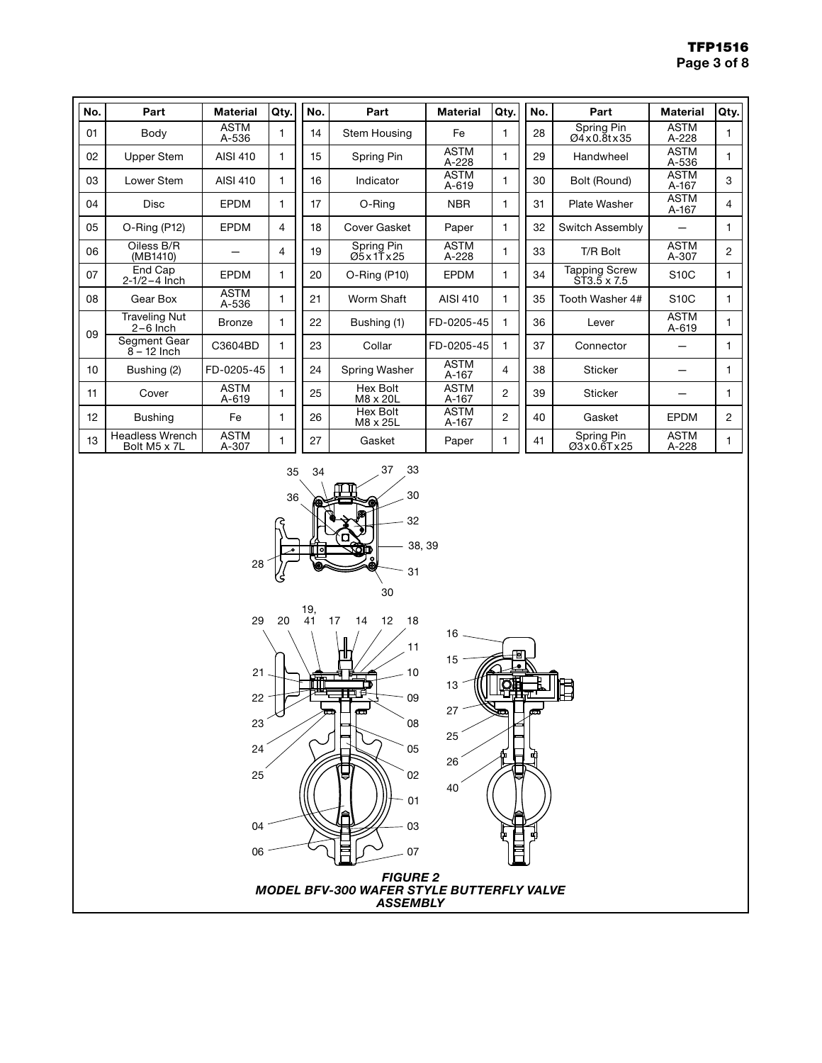| No. | Part | Material | Qty. | No. | Part | Material | Qty. | No. | Part | Material | Qty. |
|---|---|---|---|---|---|---|---|---|---|---|---|
| 01 | Body | ASTM A-536 | 1 | 14 | Stem Housing | Fe | 1 | 28 | Spring Pin Ø4x0.8tx35 | ASTM A-228 | 1 |
| 02 | Upper Stem | AISI 410 | 1 | 15 | Spring Pin | ASTM A-228 | 1 | 29 | Handwheel | ASTM A-536 | 1 |
| 03 | Lower Stem | AISI 410 | 1 | 16 | Indicator | ASTM A-619 | 1 | 30 | Bolt (Round) | ASTM A-167 | 3 |
| 04 | Disc | EPDM | 1 | 17 | O-Ring | NBR | 1 | 31 | Plate Washer | ASTM A-167 | 4 |
| 05 | O-Ring (P12) | EPDM | 4 | 18 | Cover Gasket | Paper | 1 | 32 | Switch Assembly | — | 1 |
| 06 | Oiless B/R (MB1410) | — | 4 | 19 | Spring Pin Ø5x1Tx25 | ASTM A-228 | 1 | 33 | T/R Bolt | ASTM A-307 | 2 |
| 07 | End Cap 2-1/2–4 Inch | EPDM | 1 | 20 | O-Ring (P10) | EPDM | 1 | 34 | Tapping Screw ST3.5 x 7.5 | S10C | 1 |
| 08 | Gear Box | ASTM A-536 | 1 | 21 | Worm Shaft | AISI 410 | 1 | 35 | Tooth Washer 4# | S10C | 1 |
| 09 | Traveling Nut 2–6 Inch | Bronze | 1 | 22 | Bushing (1) | FD-0205-45 | 1 | 36 | Lever | ASTM A-619 | 1 |
| 09 | Segment Gear 8 – 12 Inch | C3604BD | 1 | 23 | Collar | FD-0205-45 | 1 | 37 | Connector | — | 1 |
| 10 | Bushing (2) | FD-0205-45 | 1 | 24 | Spring Washer | ASTM A-167 | 4 | 38 | Sticker | — | 1 |
| 11 | Cover | ASTM A-619 | 1 | 25 | Hex Bolt M8 x 20L | ASTM A-167 | 2 | 39 | Sticker | — | 1 |
| 12 | Bushing | Fe | 1 | 26 | Hex Bolt M8 x 25L | ASTM A-167 | 2 | 40 | Gasket | EPDM | 2 |
| 13 | Headless Wrench Bolt M5 x 7L | ASTM A-307 | 1 | 27 | Gasket | Paper | 1 | 41 | Spring Pin Ø3x0.6Tx25 | ASTM A-228 | 1 |

*FIGURE 2*
*MODEL BFV-300 WAFER STYLE BUTTERFLY VALVE ASSEMBLY*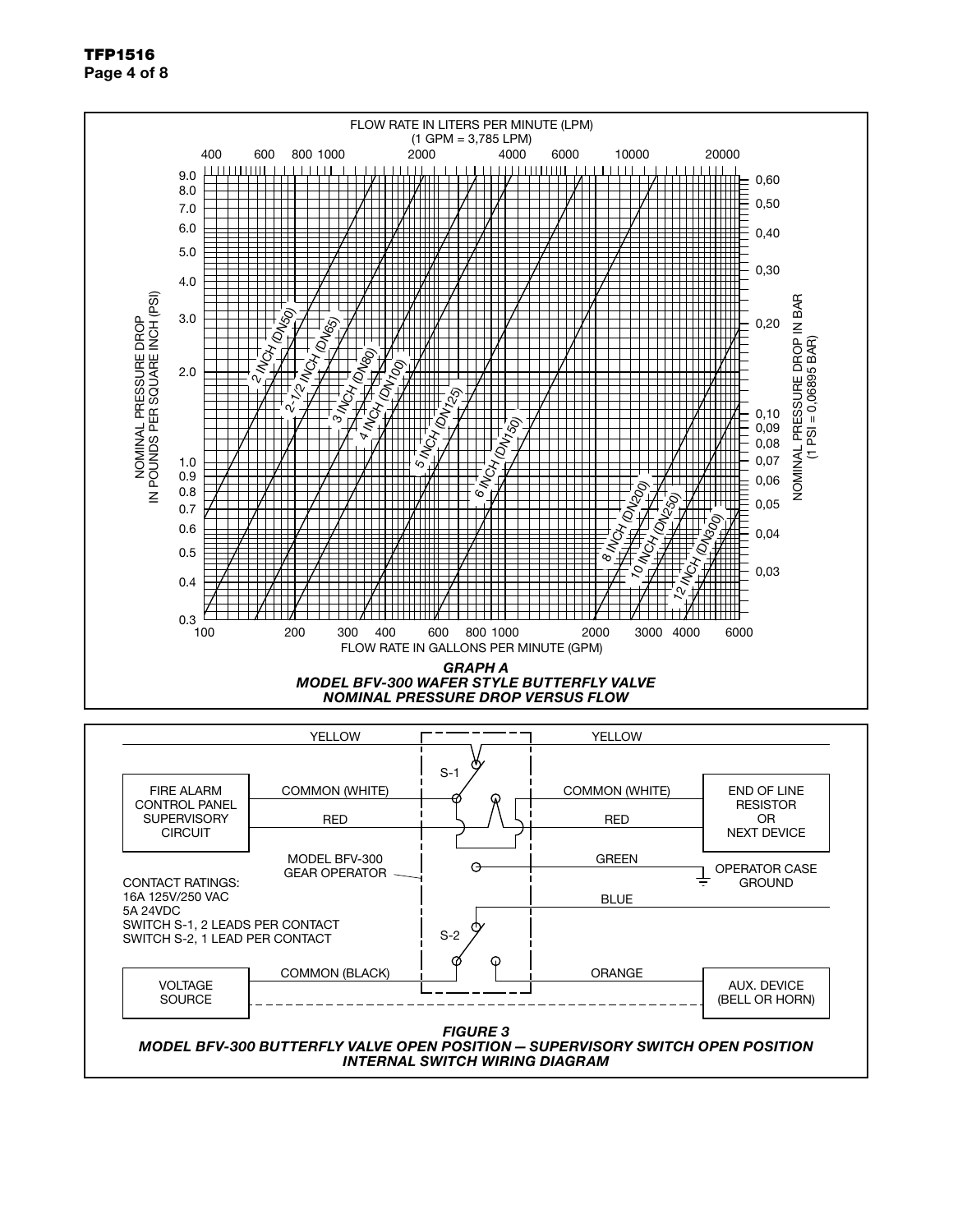FLOW RATE IN LITERS PER MINUTE (LPM)
(1 GPM = 3,785 LPM)

NOMINAL PRESSURE DROP IN POUNDS PER SQUARE INCH (PSI)

NOMINAL PRESSURE DROP IN BAR (1 PSI = 0,06895 BAR)

2 INCH (DN50), 2-1/2 INCH (DN65), 3 INCH (DN80), 4 INCH (DN100), 5 INCH (DN125), 6 INCH (DN150), 8 INCH (DN200), 10 INCH (DN250), 12 INCH (DN300)

FLOW RATE IN GALLONS PER MINUTE (GPM)

***GRAPH A***
***MODEL BFV-300 WAFER STYLE BUTTERFLY VALVE***
***NOMINAL PRESSURE DROP VERSUS FLOW***

FIRE ALARM CONTROL PANEL SUPERVISORY CIRCUIT — YELLOW, COMMON (WHITE), RED — S-1 — YELLOW, COMMON (WHITE), RED — END OF LINE RESISTOR OR NEXT DEVICE

MODEL BFV-300 GEAR OPERATOR — GREEN — OPERATOR CASE GROUND

CONTACT RATINGS:
16A 125V/250 VAC
5A 24VDC
SWITCH S-1, 2 LEADS PER CONTACT
SWITCH S-2, 1 LEAD PER CONTACT

VOLTAGE SOURCE — COMMON (BLACK) — S-2 — BLUE, ORANGE — AUX. DEVICE (BELL OR HORN)

***FIGURE 3***
***MODEL BFV-300 BUTTERFLY VALVE OPEN POSITION — SUPERVISORY SWITCH OPEN POSITION***
***INTERNAL SWITCH WIRING DIAGRAM***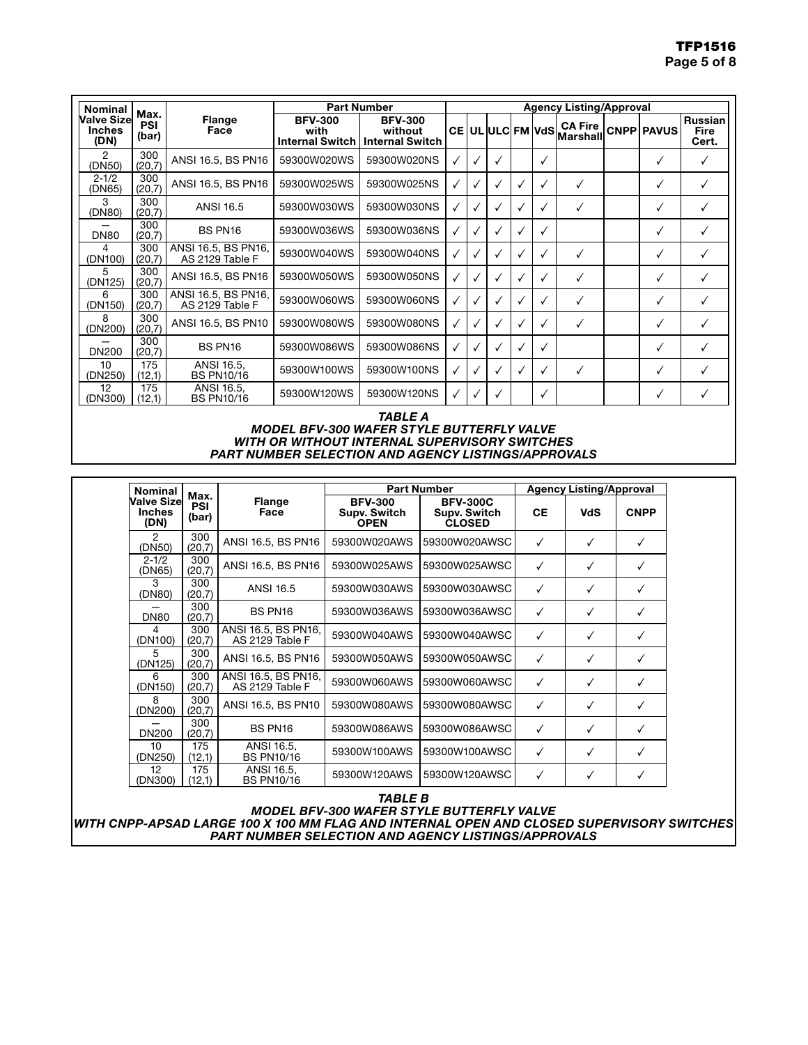| Nominal Valve Size Inches (DN) | Max. PSI (bar) | Flange Face | Part Number | | Agency Listing/Approval | | | | | | | | |
|---|---|---|---|---|---|---|---|---|---|---|---|---|---|
| | | | BFV-300 with Internal Switch | BFV-300 without Internal Switch | CE | UL | ULC | FM | VdS | CA Fire Marshall | CNPP | PAVUS | Russian Fire Cert. |
| 2 (DN50) | 300 (20,7) | ANSI 16.5, BS PN16 | 59300W020WS | 59300W020NS | ✓ | ✓ | ✓ | | ✓ | | | ✓ | ✓ |
| 2-1/2 (DN65) | 300 (20,7) | ANSI 16.5, BS PN16 | 59300W025WS | 59300W025NS | ✓ | ✓ | ✓ | ✓ | ✓ | ✓ | | ✓ | ✓ |
| 3 (DN80) | 300 (20,7) | ANSI 16.5 | 59300W030WS | 59300W030NS | ✓ | ✓ | ✓ | ✓ | ✓ | ✓ | | ✓ | ✓ |
| — DN80 | 300 (20,7) | BS PN16 | 59300W036WS | 59300W036NS | ✓ | ✓ | ✓ | ✓ | ✓ | | | ✓ | ✓ |
| 4 (DN100) | 300 (20,7) | ANSI 16.5, BS PN16, AS 2129 Table F | 59300W040WS | 59300W040NS | ✓ | ✓ | ✓ | ✓ | ✓ | ✓ | | ✓ | ✓ |
| 5 (DN125) | 300 (20,7) | ANSI 16.5, BS PN16 | 59300W050WS | 59300W050NS | ✓ | ✓ | ✓ | ✓ | ✓ | ✓ | | ✓ | ✓ |
| 6 (DN150) | 300 (20,7) | ANSI 16.5, BS PN16, AS 2129 Table F | 59300W060WS | 59300W060NS | ✓ | ✓ | ✓ | ✓ | ✓ | ✓ | | ✓ | ✓ |
| 8 (DN200) | 300 (20,7) | ANSI 16.5, BS PN10 | 59300W080WS | 59300W080NS | ✓ | ✓ | ✓ | ✓ | ✓ | ✓ | | ✓ | ✓ |
| — DN200 | 300 (20,7) | BS PN16 | 59300W086WS | 59300W086NS | ✓ | ✓ | ✓ | ✓ | ✓ | | | ✓ | ✓ |
| 10 (DN250) | 175 (12,1) | ANSI 16.5, BS PN10/16 | 59300W100WS | 59300W100NS | ✓ | ✓ | ✓ | ✓ | ✓ | ✓ | | ✓ | ✓ |
| 12 (DN300) | 175 (12,1) | ANSI 16.5, BS PN10/16 | 59300W120WS | 59300W120NS | ✓ | ✓ | ✓ | | ✓ | | | ✓ | ✓ |

***TABLE A***
***MODEL BFV-300 WAFER STYLE BUTTERFLY VALVE***
***WITH OR WITHOUT INTERNAL SUPERVISORY SWITCHES***
***PART NUMBER SELECTION AND AGENCY LISTINGS/APPROVALS***

| Nominal Valve Size Inches (DN) | Max. PSI (bar) | Flange Face | Part Number | | Agency Listing/Approval | | |
|---|---|---|---|---|---|---|---|
| | | | BFV-300 Supv. Switch OPEN | BFV-300C Supv. Switch CLOSED | CE | VdS | CNPP |
| 2 (DN50) | 300 (20,7) | ANSI 16.5, BS PN16 | 59300W020AWS | 59300W020AWSC | ✓ | ✓ | ✓ |
| 2-1/2 (DN65) | 300 (20,7) | ANSI 16.5, BS PN16 | 59300W025AWS | 59300W025AWSC | ✓ | ✓ | ✓ |
| 3 (DN80) | 300 (20,7) | ANSI 16.5 | 59300W030AWS | 59300W030AWSC | ✓ | ✓ | ✓ |
| — DN80 | 300 (20,7) | BS PN16 | 59300W036AWS | 59300W036AWSC | ✓ | ✓ | ✓ |
| 4 (DN100) | 300 (20,7) | ANSI 16.5, BS PN16, AS 2129 Table F | 59300W040AWS | 59300W040AWSC | ✓ | ✓ | ✓ |
| 5 (DN125) | 300 (20,7) | ANSI 16.5, BS PN16 | 59300W050AWS | 59300W050AWSC | ✓ | ✓ | ✓ |
| 6 (DN150) | 300 (20,7) | ANSI 16.5, BS PN16, AS 2129 Table F | 59300W060AWS | 59300W060AWSC | ✓ | ✓ | ✓ |
| 8 (DN200) | 300 (20,7) | ANSI 16.5, BS PN10 | 59300W080AWS | 59300W080AWSC | ✓ | ✓ | ✓ |
| — DN200 | 300 (20,7) | BS PN16 | 59300W086AWS | 59300W086AWSC | ✓ | ✓ | ✓ |
| 10 (DN250) | 175 (12,1) | ANSI 16.5, BS PN10/16 | 59300W100AWS | 59300W100AWSC | ✓ | ✓ | ✓ |
| 12 (DN300) | 175 (12,1) | ANSI 16.5, BS PN10/16 | 59300W120AWS | 59300W120AWSC | ✓ | ✓ | ✓ |

***TABLE B***
***MODEL BFV-300 WAFER STYLE BUTTERFLY VALVE***
***WITH CNPP-APSAD LARGE 100 X 100 MM FLAG AND INTERNAL OPEN AND CLOSED SUPERVISORY SWITCHES***
***PART NUMBER SELECTION AND AGENCY LISTINGS/APPROVALS***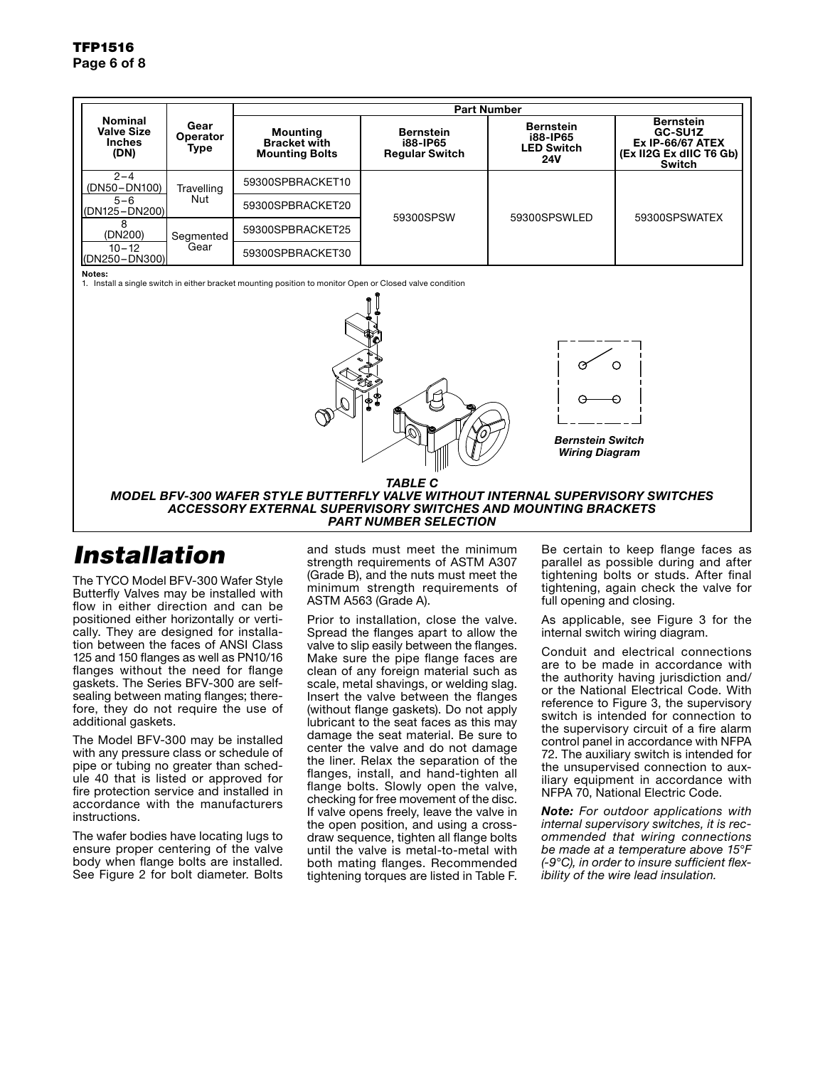| Nominal Valve Size Inches (DN) | Gear Operator Type | Part Number | | | |
|---|---|---|---|---|---|
| | | Mounting Bracket with Mounting Bolts | Bernstein i88-IP65 Regular Switch | Bernstein i88-IP65 LED Switch 24V | Bernstein GC-SU1Z Ex IP-66/67 ATEX (Ex II2G Ex dIIC T6 Gb) Switch |
| 2 – 4 (DN50 – DN100) | Travelling Nut | 59300SPBRACKET10 | 59300SPSW | 59300SPSWLED | 59300SPSWATEX |
| 5 – 6 (DN125 – DN200) | | 59300SPBRACKET20 | | | |
| 8 (DN200) | Segmented Gear | 59300SPBRACKET25 | | | |
| 10 – 12 (DN250 – DN300) | | 59300SPBRACKET30 | | | |

**Notes:**
1. Install a single switch in either bracket mounting position to monitor Open or Closed valve condition

***Bernstein Switch Wiring Diagram***

***TABLE C***
***MODEL BFV-300 WAFER STYLE BUTTERFLY VALVE WITHOUT INTERNAL SUPERVISORY SWITCHES ACCESSORY EXTERNAL SUPERVISORY SWITCHES AND MOUNTING BRACKETS PART NUMBER SELECTION***

# *Installation*

The TYCO Model BFV-300 Wafer Style Butterfly Valves may be installed with flow in either direction and can be positioned either horizontally or vertically. They are designed for installation between the faces of ANSI Class 125 and 150 flanges as well as PN10/16 flanges without the need for flange gaskets. The Series BFV-300 are self-sealing between mating flanges; therefore, they do not require the use of additional gaskets.

The Model BFV-300 may be installed with any pressure class or schedule of pipe or tubing no greater than schedule 40 that is listed or approved for fire protection service and installed in accordance with the manufacturers instructions.

The wafer bodies have locating lugs to ensure proper centering of the valve body when flange bolts are installed. See Figure 2 for bolt diameter. Bolts and studs must meet the minimum strength requirements of ASTM A307 (Grade B), and the nuts must meet the minimum strength requirements of ASTM A563 (Grade A).

Prior to installation, close the valve. Spread the flanges apart to allow the valve to slip easily between the flanges. Make sure the pipe flange faces are clean of any foreign material such as scale, metal shavings, or welding slag. Insert the valve between the flanges (without flange gaskets). Do not apply lubricant to the seat faces as this may damage the seat material. Be sure to center the valve and do not damage the liner. Relax the separation of the flanges, install, and hand-tighten all flange bolts. Slowly open the valve, checking for free movement of the disc. If valve opens freely, leave the valve in the open position, and using a cross-draw sequence, tighten all flange bolts until the valve is metal-to-metal with both mating flanges. Recommended tightening torques are listed in Table F.

Be certain to keep flange faces as parallel as possible during and after tightening bolts or studs. After final tightening, again check the valve for full opening and closing.

As applicable, see Figure 3 for the internal switch wiring diagram.

Conduit and electrical connections are to be made in accordance with the authority having jurisdiction and/or the National Electrical Code. With reference to Figure 3, the supervisory switch is intended for connection to the supervisory circuit of a fire alarm control panel in accordance with NFPA 72. The auxiliary switch is intended for the unsupervised connection to auxiliary equipment in accordance with NFPA 70, National Electric Code.

***Note:*** *For outdoor applications with internal supervisory switches, it is recommended that wiring connections be made at a temperature above 15°F (-9°C), in order to insure sufficient flexibility of the wire lead insulation.*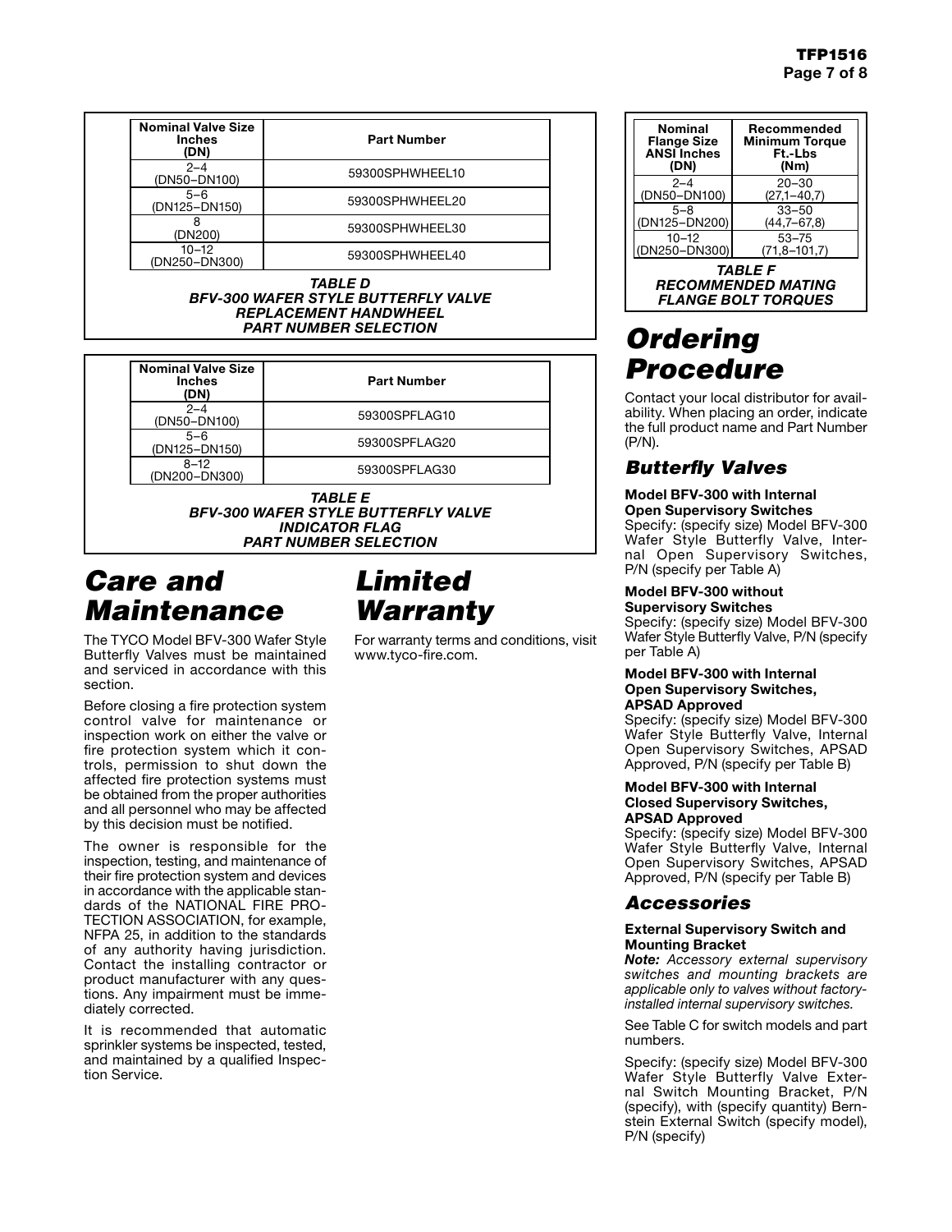| Nominal Valve Size Inches (DN) | Part Number |
|---|---|
| 2–4 (DN50–DN100) | 59300SPHWHEEL10 |
| 5–6 (DN125–DN150) | 59300SPHWHEEL20 |
| 8 (DN200) | 59300SPHWHEEL30 |
| 10–12 (DN250–DN300) | 59300SPHWHEEL40 |

***TABLE D***
***BFV-300 WAFER STYLE BUTTERFLY VALVE REPLACEMENT HANDWHEEL PART NUMBER SELECTION***

| Nominal Valve Size Inches (DN) | Part Number |
|---|---|
| 2–4 (DN50–DN100) | 59300SPFLAG10 |
| 5–6 (DN125–DN150) | 59300SPFLAG20 |
| 8–12 (DN200–DN300) | 59300SPFLAG30 |

***TABLE E***
***BFV-300 WAFER STYLE BUTTERFLY VALVE INDICATOR FLAG PART NUMBER SELECTION***

# *Care and Maintenance*

The TYCO Model BFV-300 Wafer Style Butterfly Valves must be maintained and serviced in accordance with this section.

Before closing a fire protection system control valve for maintenance or inspection work on either the valve or fire protection system which it controls, permission to shut down the affected fire protection systems must be obtained from the proper authorities and all personnel who may be affected by this decision must be notified.

The owner is responsible for the inspection, testing, and maintenance of their fire protection system and devices in accordance with the applicable standards of the NATIONAL FIRE PROTECTION ASSOCIATION, for example, NFPA 25, in addition to the standards of any authority having jurisdiction. Contact the installing contractor or product manufacturer with any questions. Any impairment must be immediately corrected.

It is recommended that automatic sprinkler systems be inspected, tested, and maintained by a qualified Inspection Service.

# *Limited Warranty*

For warranty terms and conditions, visit www.tyco-fire.com.

| Nominal Flange Size ANSI Inches (DN) | Recommended Minimum Torque Ft.-Lbs (Nm) |
|---|---|
| 2–4 (DN50–DN100) | 20–30 (27,1–40,7) |
| 5–8 (DN125–DN200) | 33–50 (44,7–67,8) |
| 10–12 (DN250–DN300) | 53–75 (71,8–101,7) |

***TABLE F***
***RECOMMENDED MATING FLANGE BOLT TORQUES***

# *Ordering Procedure*

Contact your local distributor for availability. When placing an order, indicate the full product name and Part Number (P/N).

## *Butterfly Valves*

**Model BFV-300 with Internal Open Supervisory Switches**
Specify: (specify size) Model BFV-300 Wafer Style Butterfly Valve, Internal Open Supervisory Switches, P/N (specify per Table A)

**Model BFV-300 without Supervisory Switches**
Specify: (specify size) Model BFV-300 Wafer Style Butterfly Valve, P/N (specify per Table A)

**Model BFV-300 with Internal Open Supervisory Switches, APSAD Approved**
Specify: (specify size) Model BFV-300 Wafer Style Butterfly Valve, Internal Open Supervisory Switches, APSAD Approved, P/N (specify per Table B)

**Model BFV-300 with Internal Closed Supervisory Switches, APSAD Approved**
Specify: (specify size) Model BFV-300 Wafer Style Butterfly Valve, Internal Open Supervisory Switches, APSAD Approved, P/N (specify per Table B)

## *Accessories*

**External Supervisory Switch and Mounting Bracket**
***Note:*** *Accessory external supervisory switches and mounting brackets are applicable only to valves without factory-installed internal supervisory switches.*

See Table C for switch models and part numbers.

Specify: (specify size) Model BFV-300 Wafer Style Butterfly Valve External Switch Mounting Bracket, P/N (specify), with (specify quantity) Bernstein External Switch (specify model), P/N (specify)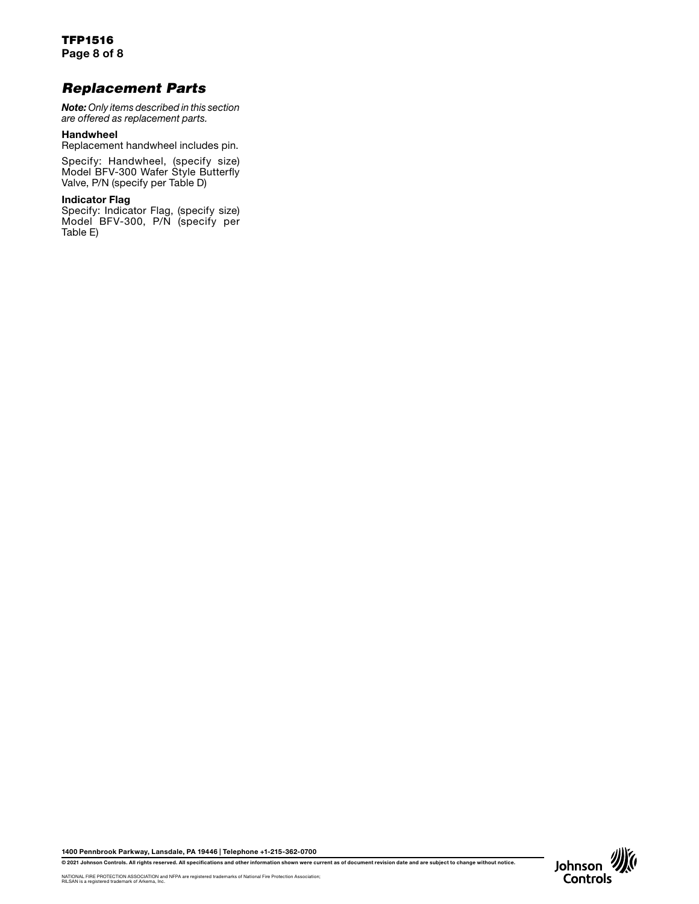## *Replacement Parts*

***Note:*** *Only items described in this section are offered as replacement parts.*

**Handwheel**

Replacement handwheel includes pin.

Specify: Handwheel, (specify size) Model BFV-300 Wafer Style Butterfly Valve, P/N (specify per Table D)

**Indicator Flag**

Specify: Indicator Flag, (specify size) Model BFV-300, P/N (specify per Table E)

**1400 Pennbrook Parkway, Lansdale, PA 19446 | Telephone +1-215-362-0700**

**© 2021 Johnson Controls. All rights reserved. All specifications and other information shown were current as of document revision date and are subject to change without notice.**

NATIONAL FIRE PROTECTION ASSOCIATION and NFPA are registered trademarks of National Fire Protection Association;
RILSAN is a registered trademark of Arkema, Inc.